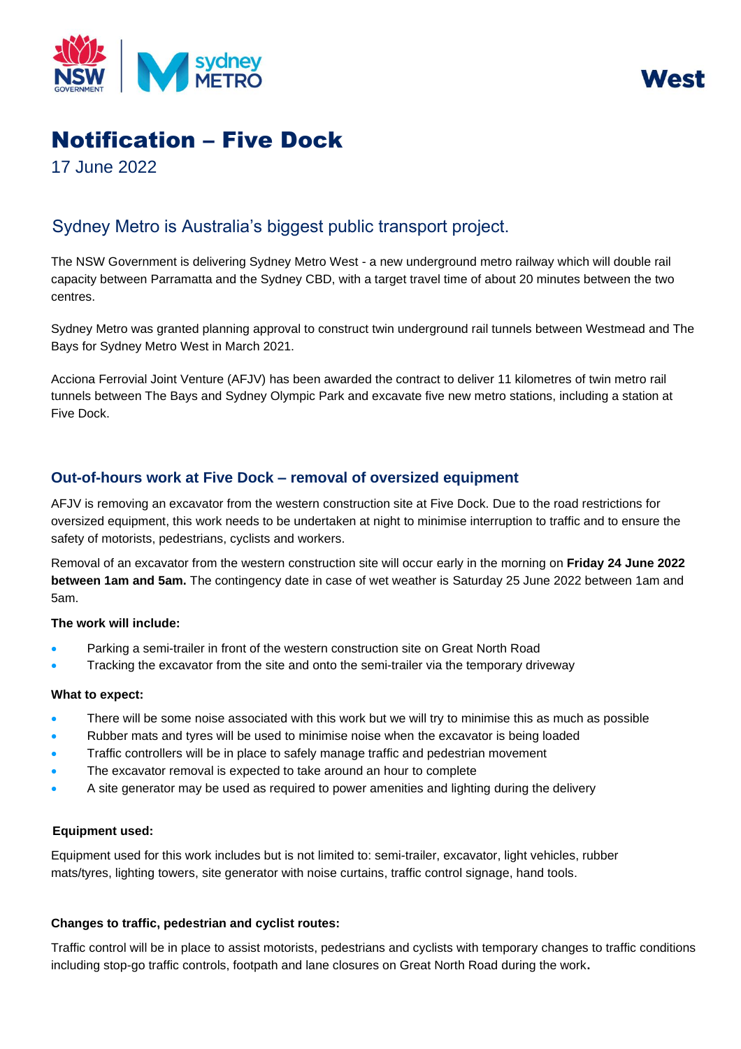West

# Notification – Five Dock

17 June 2022

## Sydney Metro is Australia's biggest public transport project.

The NSW Government is delivering Sydney Metro West - a new underground metro railway which will double rail capacity between Parramatta and the Sydney CBD, with a target travel time of about 20 minutes between the two centres.

Sydney Metro was granted planning approval to construct twin underground rail tunnels between Westmead and The Bays for Sydney Metro West in March 2021.

Acciona Ferrovial Joint Venture (AFJV) has been awarded the contract to deliver 11 kilometres of twin metro rail tunnels between The Bays and Sydney Olympic Park and excavate five new metro stations, including a station at Five Dock.

### Out-of-hours work at Five Dock – removal of oversized equipment

AFJV is removing an excavator from the western construction site at Five Dock. Due to the road restrictions for oversized equipment, this work needs to be undertaken at night to minimise interruption to traffic and to ensure the safety of motorists, pedestrians, cyclists and workers.

Removal of an excavator from the western construction site will occur early in the morning on **Friday 24 June 2022 between 1am and 5am.** The contingency date in case of wet weather is Saturday 25 June 2022 between 1am and 5am.

**The work will include:**

- Parking a semi-trailer in front of the western construction site on Great North Road
- Tracking the excavator from the site and onto the semi-trailer via the temporary driveway

**What to expect:**

- There will be some noise associated with this work but we will try to minimise this as much as possible
- Rubber mats and tyres will be used to minimise noise when the excavator is being loaded
- Traffic controllers will be in place to safely manage traffic and pedestrian movement
- The excavator removal is expected to take around an hour to complete
- A site generator may be used as required to power amenities and lighting during the delivery

**Equipment used:**

Equipment used for this work includes but is not limited to: semi-trailer, excavator, light vehicles, rubber mats/tyres, lighting towers, site generator with noise curtains, traffic control signage, hand tools.

**Changes to traffic, pedestrian and cyclist routes:**

Traffic control will be in place to assist motorists, pedestrians and cyclists with temporary changes to traffic conditions including stop-go traffic controls, footpath and lane closures on Great North Road during the work**.**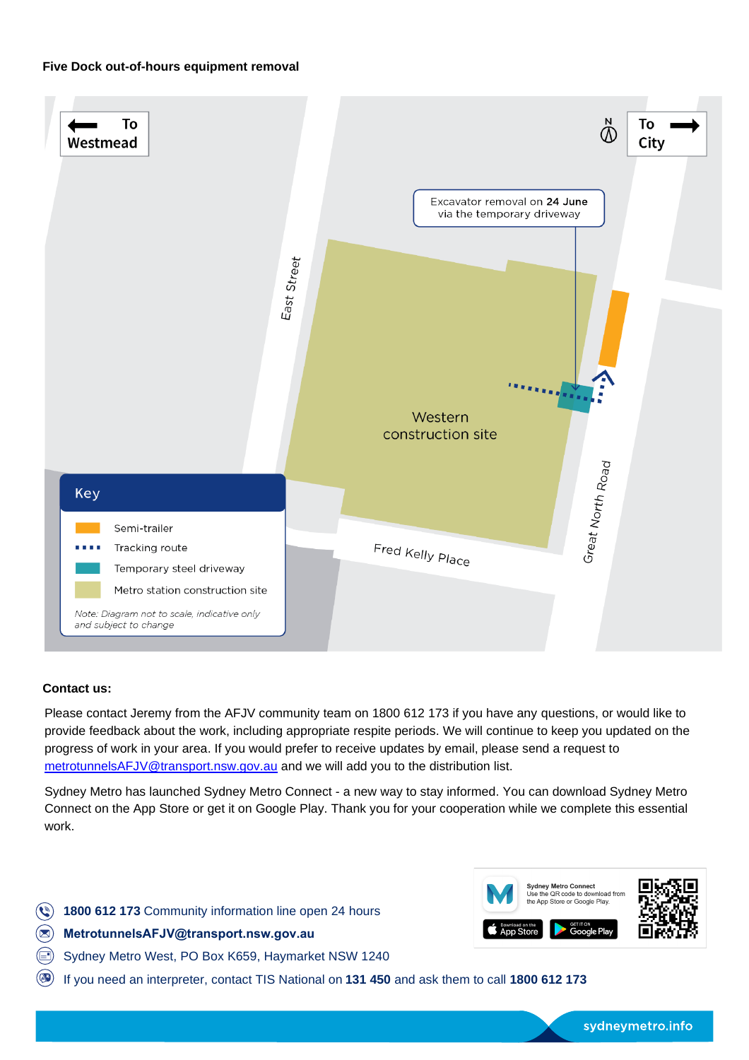**Five Dock out-of-hours equipment removal**

To Westmead

To City

N

Excavator removal on **24 June** via the temporary driveway

East Street

Western construction site

Great North Road

Fred Kelly Place

Key

Semi-trailer

Tracking route

Temporary steel driveway

Metro station construction site

*Note: Diagram not to scale, indicative only and subject to change*

**Contact us:**

Please contact Jeremy from the AFJV community team on 1800 612 173 if you have any questions, or would like to provide feedback about the work, including appropriate respite periods. We will continue to keep you updated on the progress of work in your area. If you would prefer to receive updates by email, please send a request to metrotunnelsAFJV@transport.nsw.gov.au and we will add you to the distribution list.

Sydney Metro has launched Sydney Metro Connect - a new way to stay informed. You can download Sydney Metro Connect on the App Store or get it on Google Play. Thank you for your cooperation while we complete this essential work.

Sydney Metro Connect
Use the QR code to download from the App Store or Google Play.

**1800 612 173** Community information line open 24 hours

**MetrotunnelsAFJV@transport.nsw.gov.au**

Sydney Metro West, PO Box K659, Haymarket NSW 1240

If you need an interpreter, contact TIS National on **131 450** and ask them to call **1800 612 173**

sydneymetro.info